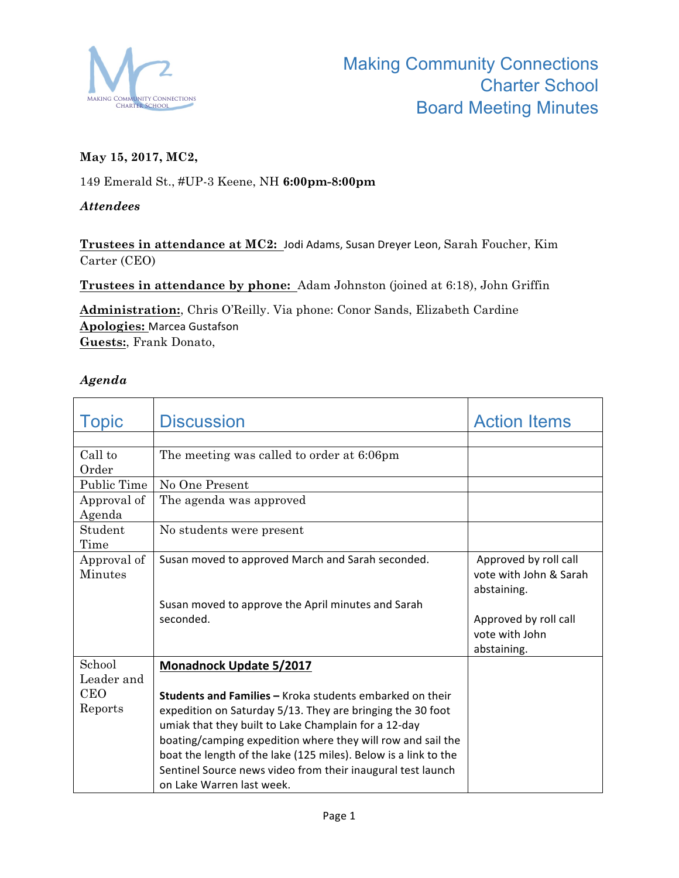# Making Community Connections Charter School Board Meeting Minutes

**May 15, 2017, MC2,**

149 Emerald St., #UP-3 Keene, NH **6:00pm-8:00pm**

***Attendees***

**Trustees in attendance at MC2:** Jodi Adams, Susan Dreyer Leon, Sarah Foucher, Kim Carter (CEO)

**Trustees in attendance by phone:** Adam Johnston (joined at 6:18), John Griffin

**Administration:**, Chris O'Reilly. Via phone: Conor Sands, Elizabeth Cardine
**Apologies:** Marcea Gustafson
**Guests:**, Frank Donato,

***Agenda***

| Topic | Discussion | Action Items |
|---|---|---|
| | | |
| Call to Order | The meeting was called to order at 6:06pm | |
| Public Time | No One Present | |
| Approval of Agenda | The agenda was approved | |
| Student Time | No students were present | |
| Approval of Minutes | Susan moved to approved March and Sarah seconded.<br><br>Susan moved to approve the April minutes and Sarah seconded. | Approved by roll call vote with John & Sarah abstaining.<br><br>Approved by roll call vote with John abstaining. |
| School Leader and CEO Reports | **Monadnock Update 5/2017**<br><br>**Students and Families –** Kroka students embarked on their expedition on Saturday 5/13. They are bringing the 30 foot umiak that they built to Lake Champlain for a 12-day boating/camping expedition where they will row and sail the boat the length of the lake (125 miles). Below is a link to the Sentinel Source news video from their inaugural test launch on Lake Warren last week. | |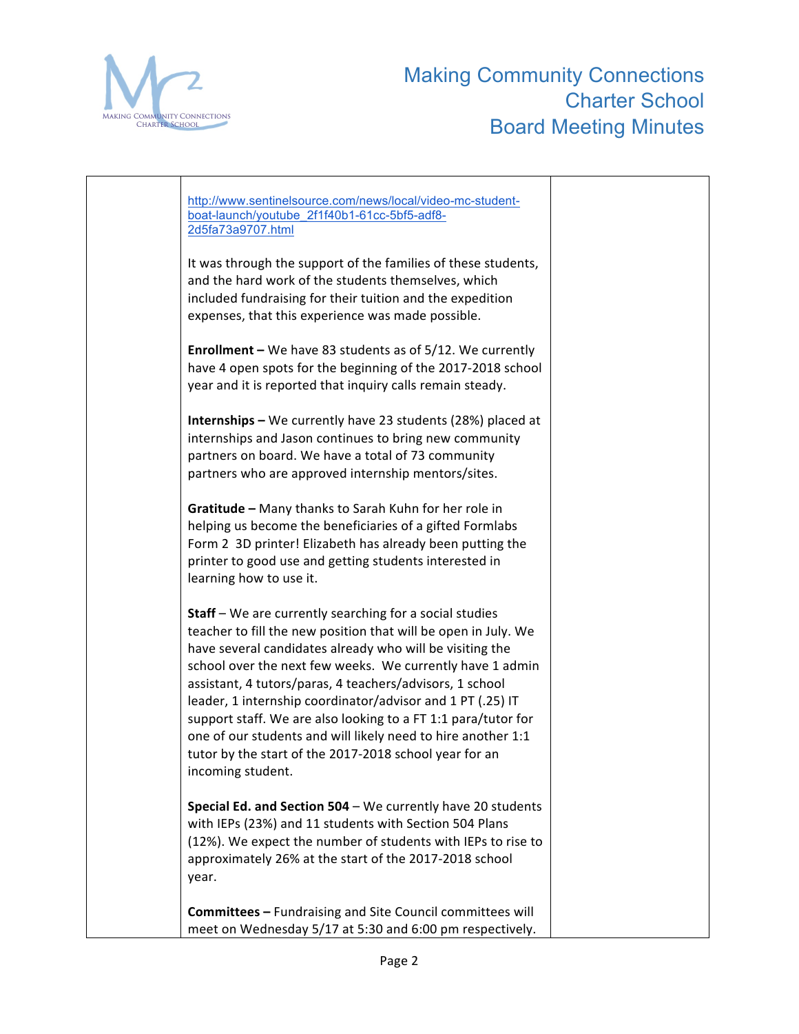http://www.sentinelsource.com/news/local/video-mc-student-boat-launch/youtube_2f1f40b1-61cc-5bf5-adf8-2d5fa73a9707.html

It was through the support of the families of these students, and the hard work of the students themselves, which included fundraising for their tuition and the expedition expenses, that this experience was made possible.

**Enrollment –** We have 83 students as of 5/12. We currently have 4 open spots for the beginning of the 2017-2018 school year and it is reported that inquiry calls remain steady.

**Internships –** We currently have 23 students (28%) placed at internships and Jason continues to bring new community partners on board. We have a total of 73 community partners who are approved internship mentors/sites.

**Gratitude –** Many thanks to Sarah Kuhn for her role in helping us become the beneficiaries of a gifted Formlabs Form 2 3D printer! Elizabeth has already been putting the printer to good use and getting students interested in learning how to use it.

**Staff** – We are currently searching for a social studies teacher to fill the new position that will be open in July. We have several candidates already who will be visiting the school over the next few weeks. We currently have 1 admin assistant, 4 tutors/paras, 4 teachers/advisors, 1 school leader, 1 internship coordinator/advisor and 1 PT (.25) IT support staff. We are also looking to a FT 1:1 para/tutor for one of our students and will likely need to hire another 1:1 tutor by the start of the 2017-2018 school year for an incoming student.

**Special Ed. and Section 504** – We currently have 20 students with IEPs (23%) and 11 students with Section 504 Plans (12%). We expect the number of students with IEPs to rise to approximately 26% at the start of the 2017-2018 school year.

**Committees –** Fundraising and Site Council committees will meet on Wednesday 5/17 at 5:30 and 6:00 pm respectively.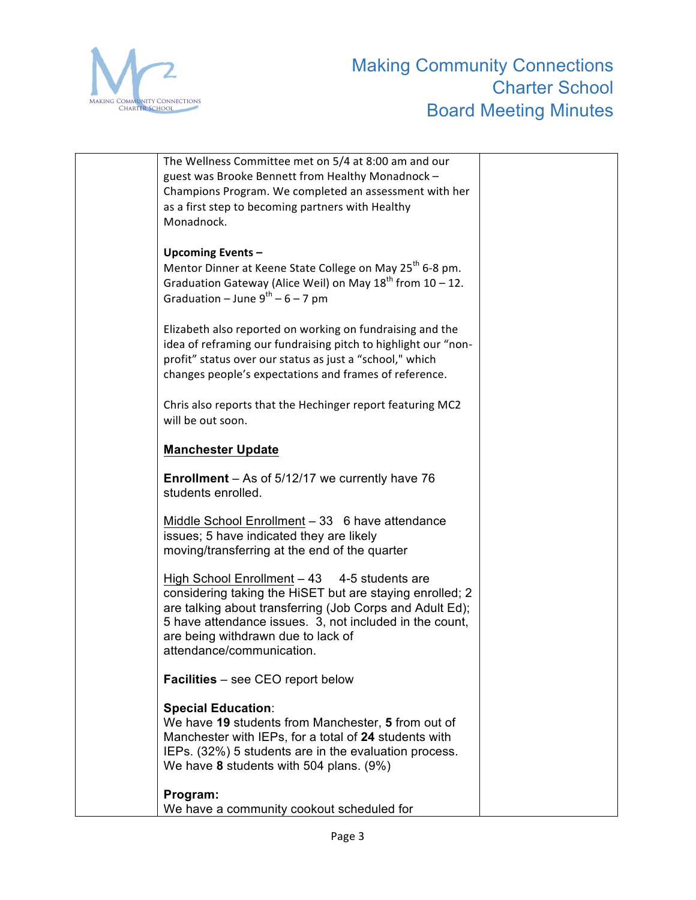The Wellness Committee met on 5/4 at 8:00 am and our guest was Brooke Bennett from Healthy Monadnock – Champions Program. We completed an assessment with her as a first step to becoming partners with Healthy Monadnock.

**Upcoming Events –**
Mentor Dinner at Keene State College on May 25th 6-8 pm.
Graduation Gateway (Alice Weil) on May 18th from 10 – 12.
Graduation – June 9th – 6 – 7 pm

Elizabeth also reported on working on fundraising and the idea of reframing our fundraising pitch to highlight our "non-profit" status over our status as just a "school," which changes people's expectations and frames of reference.

Chris also reports that the Hechinger report featuring MC2 will be out soon.

**Manchester Update**

**Enrollment** – As of 5/12/17 we currently have 76 students enrolled.

Middle School Enrollment – 33 6 have attendance issues; 5 have indicated they are likely moving/transferring at the end of the quarter

High School Enrollment – 43 4-5 students are considering taking the HiSET but are staying enrolled; 2 are talking about transferring (Job Corps and Adult Ed); 5 have attendance issues. 3, not included in the count, are being withdrawn due to lack of attendance/communication.

**Facilities** – see CEO report below

**Special Education**:
We have **19** students from Manchester, **5** from out of Manchester with IEPs, for a total of **24** students with IEPs. (32%) 5 students are in the evaluation process. We have **8** students with 504 plans. (9%)

**Program:**
We have a community cookout scheduled for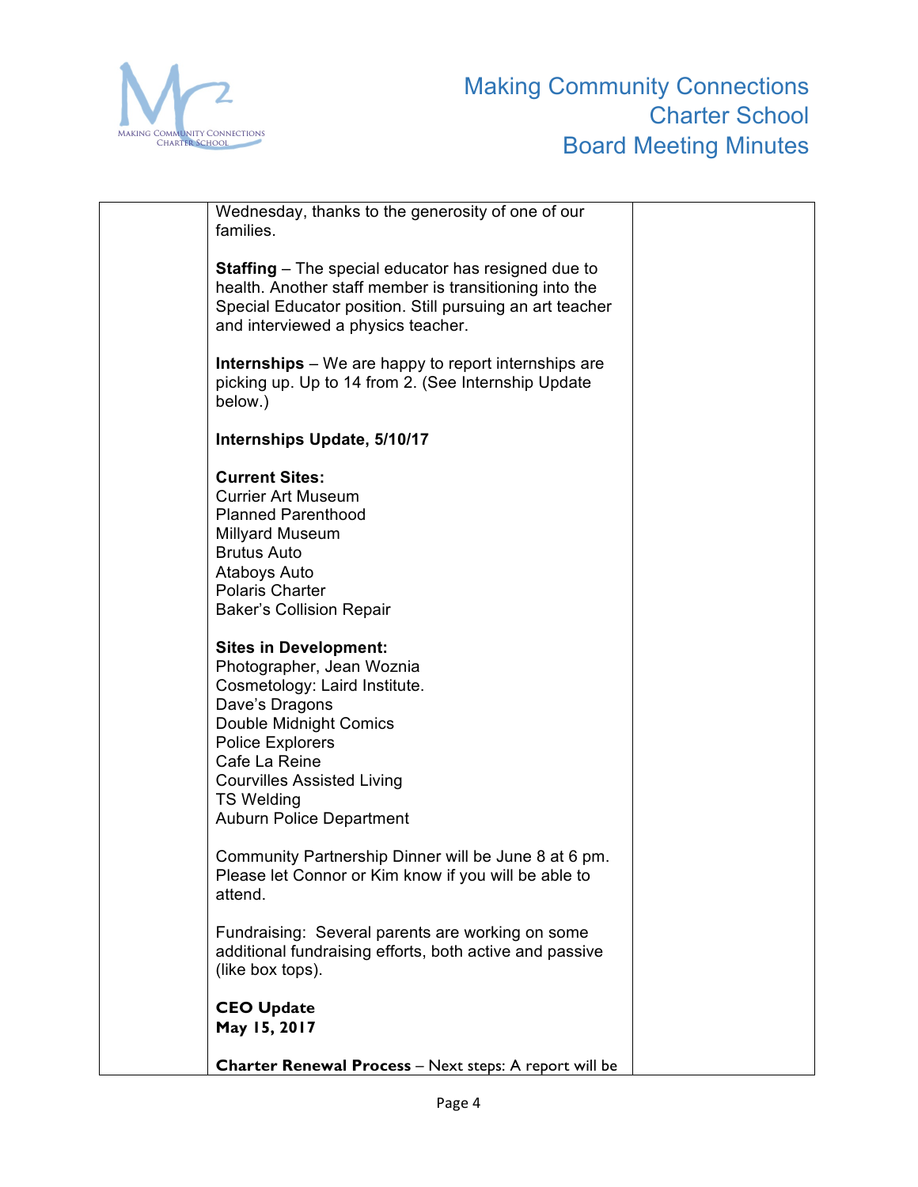| | Wednesday, thanks to the generosity of one of our families.<br><br>**Staffing** – The special educator has resigned due to health. Another staff member is transitioning into the Special Educator position. Still pursuing an art teacher and interviewed a physics teacher.<br><br>**Internships** – We are happy to report internships are picking up. Up to 14 from 2. (See Internship Update below.)<br><br>**Internships Update, 5/10/17**<br><br>**Current Sites:**<br>Currier Art Museum<br>Planned Parenthood<br>Millyard Museum<br>Brutus Auto<br>Ataboys Auto<br>Polaris Charter<br>Baker's Collision Repair<br><br>**Sites in Development:**<br>Photographer, Jean Woznia<br>Cosmetology: Laird Institute.<br>Dave's Dragons<br>Double Midnight Comics<br>Police Explorers<br>Cafe La Reine<br>Courvilles Assisted Living<br>TS Welding<br>Auburn Police Department<br><br>Community Partnership Dinner will be June 8 at 6 pm. Please let Connor or Kim know if you will be able to attend.<br><br>Fundraising: Several parents are working on some additional fundraising efforts, both active and passive (like box tops).<br><br>**CEO Update**<br>**May 15, 2017**<br><br>**Charter Renewal Process** – Next steps: A report will be | |
|---|---|---|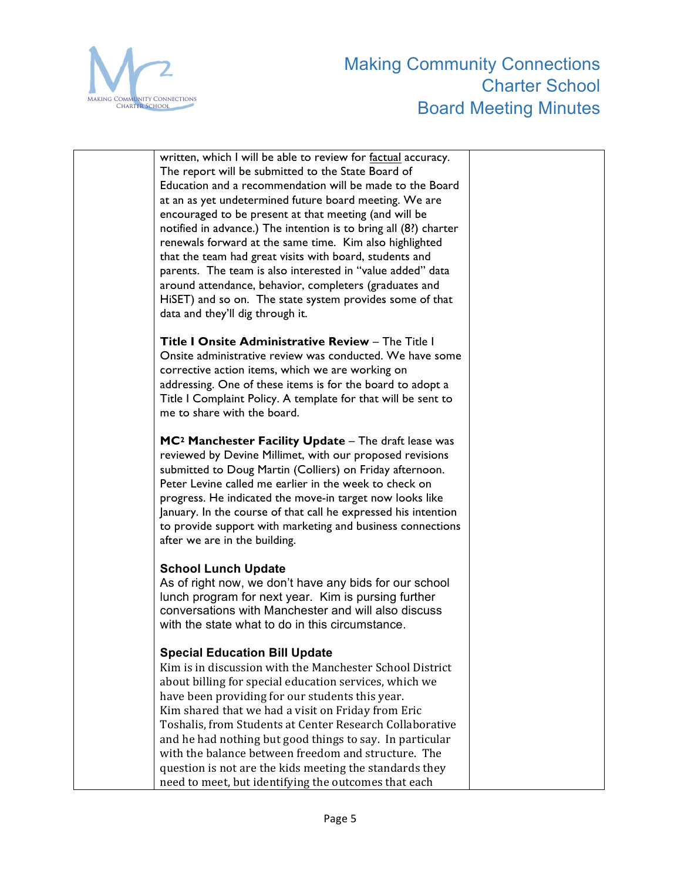| | | |
|---|---|---|
| | written, which I will be able to review for factual accuracy. The report will be submitted to the State Board of Education and a recommendation will be made to the Board at an as yet undetermined future board meeting. We are encouraged to be present at that meeting (and will be notified in advance.) The intention is to bring all (8?) charter renewals forward at the same time. Kim also highlighted that the team had great visits with board, students and parents. The team is also interested in "value added" data around attendance, behavior, completers (graduates and HiSET) and so on. The state system provides some of that data and they'll dig through it.<br><br>**Title I Onsite Administrative Review** – The Title I Onsite administrative review was conducted. We have some corrective action items, which we are working on addressing. One of these items is for the board to adopt a Title I Complaint Policy. A template for that will be sent to me to share with the board.<br><br>**MC² Manchester Facility Update** – The draft lease was reviewed by Devine Millimet, with our proposed revisions submitted to Doug Martin (Colliers) on Friday afternoon. Peter Levine called me earlier in the week to check on progress. He indicated the move-in target now looks like January. In the course of that call he expressed his intention to provide support with marketing and business connections after we are in the building.<br><br>**School Lunch Update**<br>As of right now, we don't have any bids for our school lunch program for next year. Kim is pursing further conversations with Manchester and will also discuss with the state what to do in this circumstance.<br><br>**Special Education Bill Update**<br>Kim is in discussion with the Manchester School District about billing for special education services, which we have been providing for our students this year.<br>Kim shared that we had a visit on Friday from Eric Toshalis, from Students at Center Research Collaborative and he had nothing but good things to say. In particular with the balance between freedom and structure. The question is not are the kids meeting the standards they need to meet, but identifying the outcomes that each | |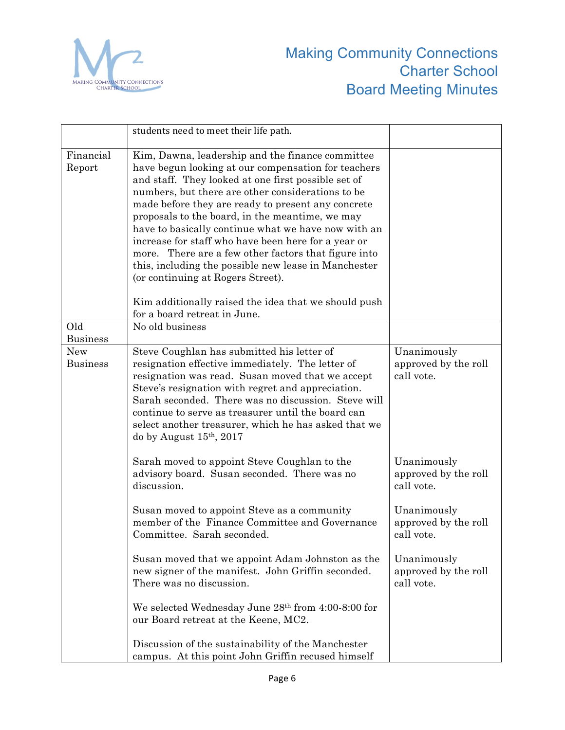| | | |
|---|---|---|
| | students need to meet their life path. | |
| Financial Report | Kim, Dawna, leadership and the finance committee have begun looking at our compensation for teachers and staff. They looked at one first possible set of numbers, but there are other considerations to be made before they are ready to present any concrete proposals to the board, in the meantime, we may have to basically continue what we have now with an increase for staff who have been here for a year or more. There are a few other factors that figure into this, including the possible new lease in Manchester (or continuing at Rogers Street).<br><br>Kim additionally raised the idea that we should push for a board retreat in June. | |
| Old Business | No old business | |
| New Business | Steve Coughlan has submitted his letter of resignation effective immediately. The letter of resignation was read. Susan moved that we accept Steve's resignation with regret and appreciation. Sarah seconded. There was no discussion. Steve will continue to serve as treasurer until the board can select another treasurer, which he has asked that we do by August 15th, 2017 | Unanimously approved by the roll call vote. |
| | Sarah moved to appoint Steve Coughlan to the advisory board. Susan seconded. There was no discussion. | Unanimously approved by the roll call vote. |
| | Susan moved to appoint Steve as a community member of the Finance Committee and Governance Committee. Sarah seconded. | Unanimously approved by the roll call vote. |
| | Susan moved that we appoint Adam Johnston as the new signer of the manifest. John Griffin seconded. There was no discussion. | Unanimously approved by the roll call vote. |
| | We selected Wednesday June 28th from 4:00-8:00 for our Board retreat at the Keene, MC2. | |
| | Discussion of the sustainability of the Manchester campus. At this point John Griffin recused himself | |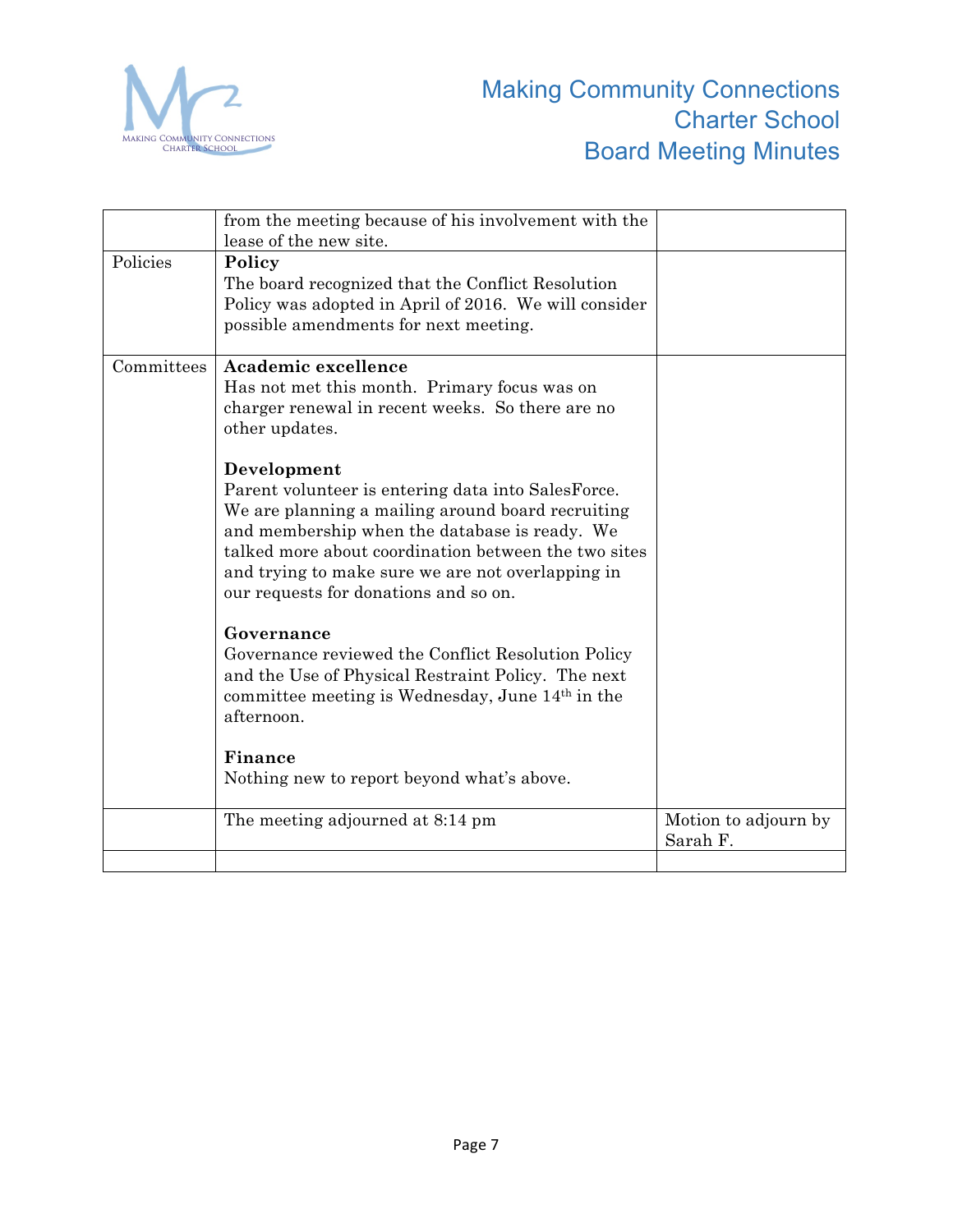| | | |
|---|---|---|
| | from the meeting because of his involvement with the lease of the new site. | |
| Policies | **Policy**<br>The board recognized that the Conflict Resolution Policy was adopted in April of 2016. We will consider possible amendments for next meeting. | |
| Committees | **Academic excellence**<br>Has not met this month. Primary focus was on charger renewal in recent weeks. So there are no other updates.<br><br>**Development**<br>Parent volunteer is entering data into SalesForce. We are planning a mailing around board recruiting and membership when the database is ready. We talked more about coordination between the two sites and trying to make sure we are not overlapping in our requests for donations and so on.<br><br>**Governance**<br>Governance reviewed the Conflict Resolution Policy and the Use of Physical Restraint Policy. The next committee meeting is Wednesday, June 14th in the afternoon.<br><br>**Finance**<br>Nothing new to report beyond what's above. | |
| | The meeting adjourned at 8:14 pm | Motion to adjourn by Sarah F. |
| | | |